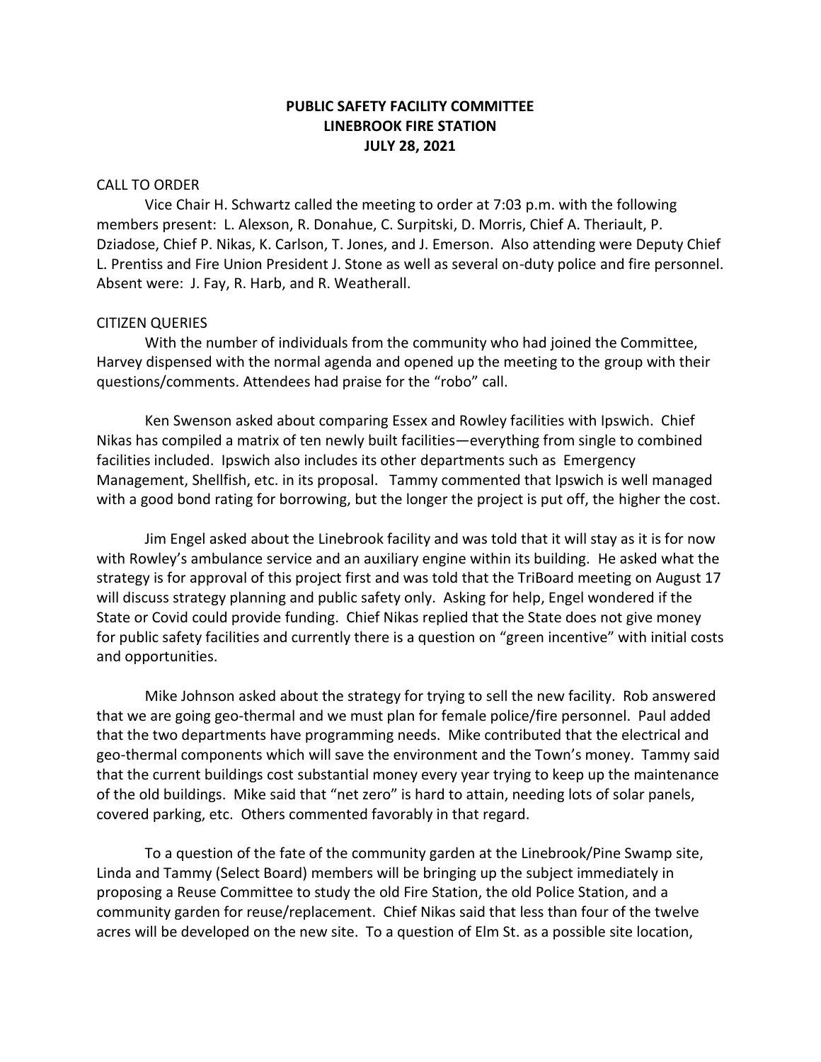**PUBLIC SAFETY FACILITY COMMITTEE**
**LINEBROOK FIRE STATION**
**JULY 28, 2021**

CALL TO ORDER

Vice Chair H. Schwartz called the meeting to order at 7:03 p.m. with the following members present: L. Alexson, R. Donahue, C. Surpitski, D. Morris, Chief A. Theriault, P. Dziadose, Chief P. Nikas, K. Carlson, T. Jones, and J. Emerson. Also attending were Deputy Chief L. Prentiss and Fire Union President J. Stone as well as several on-duty police and fire personnel. Absent were: J. Fay, R. Harb, and R. Weatherall.

CITIZEN QUERIES

With the number of individuals from the community who had joined the Committee, Harvey dispensed with the normal agenda and opened up the meeting to the group with their questions/comments. Attendees had praise for the "robo" call.

Ken Swenson asked about comparing Essex and Rowley facilities with Ipswich. Chief Nikas has compiled a matrix of ten newly built facilities—everything from single to combined facilities included. Ipswich also includes its other departments such as Emergency Management, Shellfish, etc. in its proposal. Tammy commented that Ipswich is well managed with a good bond rating for borrowing, but the longer the project is put off, the higher the cost.

Jim Engel asked about the Linebrook facility and was told that it will stay as it is for now with Rowley's ambulance service and an auxiliary engine within its building. He asked what the strategy is for approval of this project first and was told that the TriBoard meeting on August 17 will discuss strategy planning and public safety only. Asking for help, Engel wondered if the State or Covid could provide funding. Chief Nikas replied that the State does not give money for public safety facilities and currently there is a question on "green incentive" with initial costs and opportunities.

Mike Johnson asked about the strategy for trying to sell the new facility. Rob answered that we are going geo-thermal and we must plan for female police/fire personnel. Paul added that the two departments have programming needs. Mike contributed that the electrical and geo-thermal components which will save the environment and the Town's money. Tammy said that the current buildings cost substantial money every year trying to keep up the maintenance of the old buildings. Mike said that "net zero" is hard to attain, needing lots of solar panels, covered parking, etc. Others commented favorably in that regard.

To a question of the fate of the community garden at the Linebrook/Pine Swamp site, Linda and Tammy (Select Board) members will be bringing up the subject immediately in proposing a Reuse Committee to study the old Fire Station, the old Police Station, and a community garden for reuse/replacement. Chief Nikas said that less than four of the twelve acres will be developed on the new site. To a question of Elm St. as a possible site location,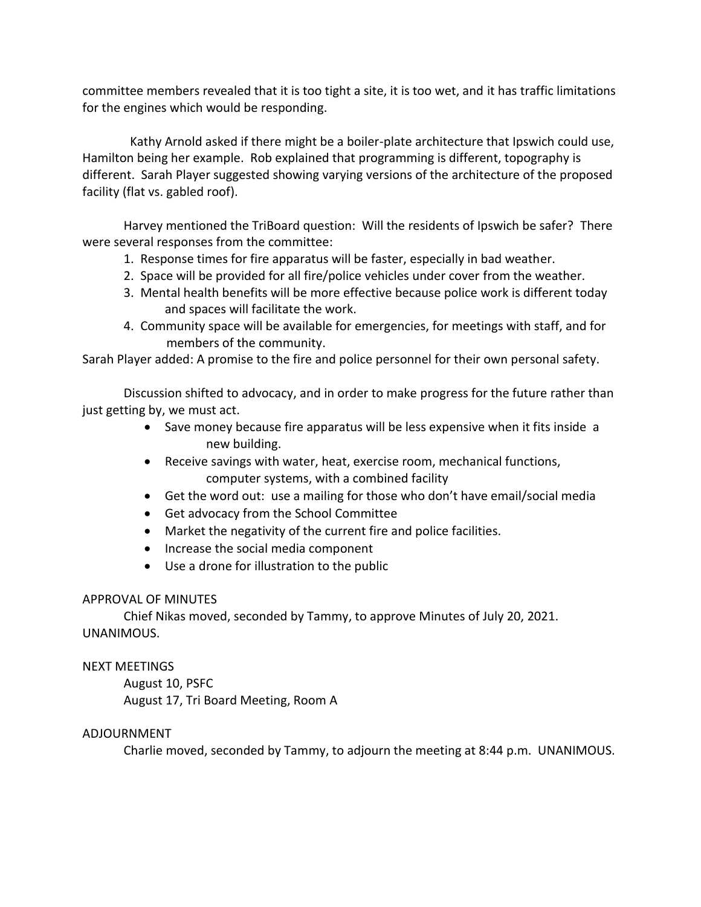committee members revealed that it is too tight a site, it is too wet, and it has traffic limitations for the engines which would be responding.

Kathy Arnold asked if there might be a boiler-plate architecture that Ipswich could use, Hamilton being her example. Rob explained that programming is different, topography is different. Sarah Player suggested showing varying versions of the architecture of the proposed facility (flat vs. gabled roof).

Harvey mentioned the TriBoard question: Will the residents of Ipswich be safer? There were several responses from the committee:

1. Response times for fire apparatus will be faster, especially in bad weather.
2. Space will be provided for all fire/police vehicles under cover from the weather.
3. Mental health benefits will be more effective because police work is different today and spaces will facilitate the work.
4. Community space will be available for emergencies, for meetings with staff, and for members of the community.

Sarah Player added: A promise to the fire and police personnel for their own personal safety.

Discussion shifted to advocacy, and in order to make progress for the future rather than just getting by, we must act.

- Save money because fire apparatus will be less expensive when it fits inside a new building.
- Receive savings with water, heat, exercise room, mechanical functions, computer systems, with a combined facility
- Get the word out: use a mailing for those who don't have email/social media
- Get advocacy from the School Committee
- Market the negativity of the current fire and police facilities.
- Increase the social media component
- Use a drone for illustration to the public

APPROVAL OF MINUTES

Chief Nikas moved, seconded by Tammy, to approve Minutes of July 20, 2021. UNANIMOUS.

NEXT MEETINGS

August 10, PSFC
August 17, Tri Board Meeting, Room A

ADJOURNMENT

Charlie moved, seconded by Tammy, to adjourn the meeting at 8:44 p.m. UNANIMOUS.